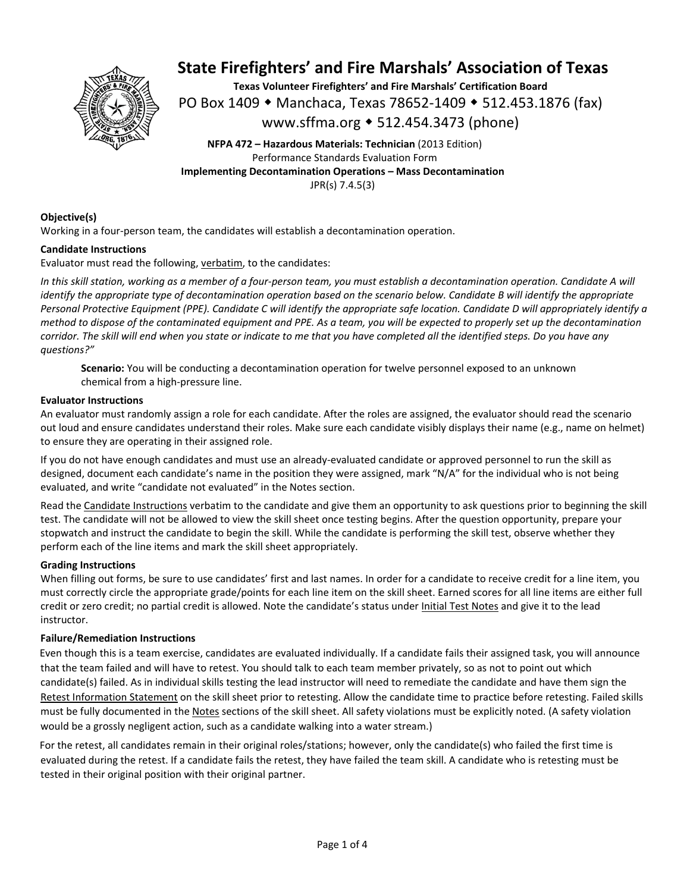# State Firefighters' and Fire Marshals' Association of Texas

**Texas Volunteer Firefighters' and Fire Marshals' Certification Board**

PO Box 1409 ◆ Manchaca, Texas 78652-1409 ◆ 512.453.1876 (fax)

www.sffma.org ◆ 512.454.3473 (phone)

**NFPA 472 – Hazardous Materials: Technician** (2013 Edition)
Performance Standards Evaluation Form
**Implementing Decontamination Operations – Mass Decontamination**
JPR(s) 7.4.5(3)

### Objective(s)

Working in a four-person team, the candidates will establish a decontamination operation.

### Candidate Instructions

Evaluator must read the following, verbatim, to the candidates:

*In this skill station, working as a member of a four-person team, you must establish a decontamination operation. Candidate A will identify the appropriate type of decontamination operation based on the scenario below. Candidate B will identify the appropriate Personal Protective Equipment (PPE). Candidate C will identify the appropriate safe location. Candidate D will appropriately identify a method to dispose of the contaminated equipment and PPE. As a team, you will be expected to properly set up the decontamination corridor. The skill will end when you state or indicate to me that you have completed all the identified steps. Do you have any questions?"*

> **Scenario:** You will be conducting a decontamination operation for twelve personnel exposed to an unknown chemical from a high-pressure line.

### Evaluator Instructions

An evaluator must randomly assign a role for each candidate. After the roles are assigned, the evaluator should read the scenario out loud and ensure candidates understand their roles. Make sure each candidate visibly displays their name (e.g., name on helmet) to ensure they are operating in their assigned role.

If you do not have enough candidates and must use an already-evaluated candidate or approved personnel to run the skill as designed, document each candidate's name in the position they were assigned, mark "N/A" for the individual who is not being evaluated, and write "candidate not evaluated" in the Notes section.

Read the Candidate Instructions verbatim to the candidate and give them an opportunity to ask questions prior to beginning the skill test. The candidate will not be allowed to view the skill sheet once testing begins. After the question opportunity, prepare your stopwatch and instruct the candidate to begin the skill. While the candidate is performing the skill test, observe whether they perform each of the line items and mark the skill sheet appropriately.

### Grading Instructions

When filling out forms, be sure to use candidates' first and last names. In order for a candidate to receive credit for a line item, you must correctly circle the appropriate grade/points for each line item on the skill sheet. Earned scores for all line items are either full credit or zero credit; no partial credit is allowed. Note the candidate's status under Initial Test Notes and give it to the lead instructor.

### Failure/Remediation Instructions

Even though this is a team exercise, candidates are evaluated individually. If a candidate fails their assigned task, you will announce that the team failed and will have to retest. You should talk to each team member privately, so as not to point out which candidate(s) failed. As in individual skills testing the lead instructor will need to remediate the candidate and have them sign the Retest Information Statement on the skill sheet prior to retesting. Allow the candidate time to practice before retesting. Failed skills must be fully documented in the Notes sections of the skill sheet. All safety violations must be explicitly noted. (A safety violation would be a grossly negligent action, such as a candidate walking into a water stream.)

For the retest, all candidates remain in their original roles/stations; however, only the candidate(s) who failed the first time is evaluated during the retest. If a candidate fails the retest, they have failed the team skill. A candidate who is retesting must be tested in their original position with their original partner.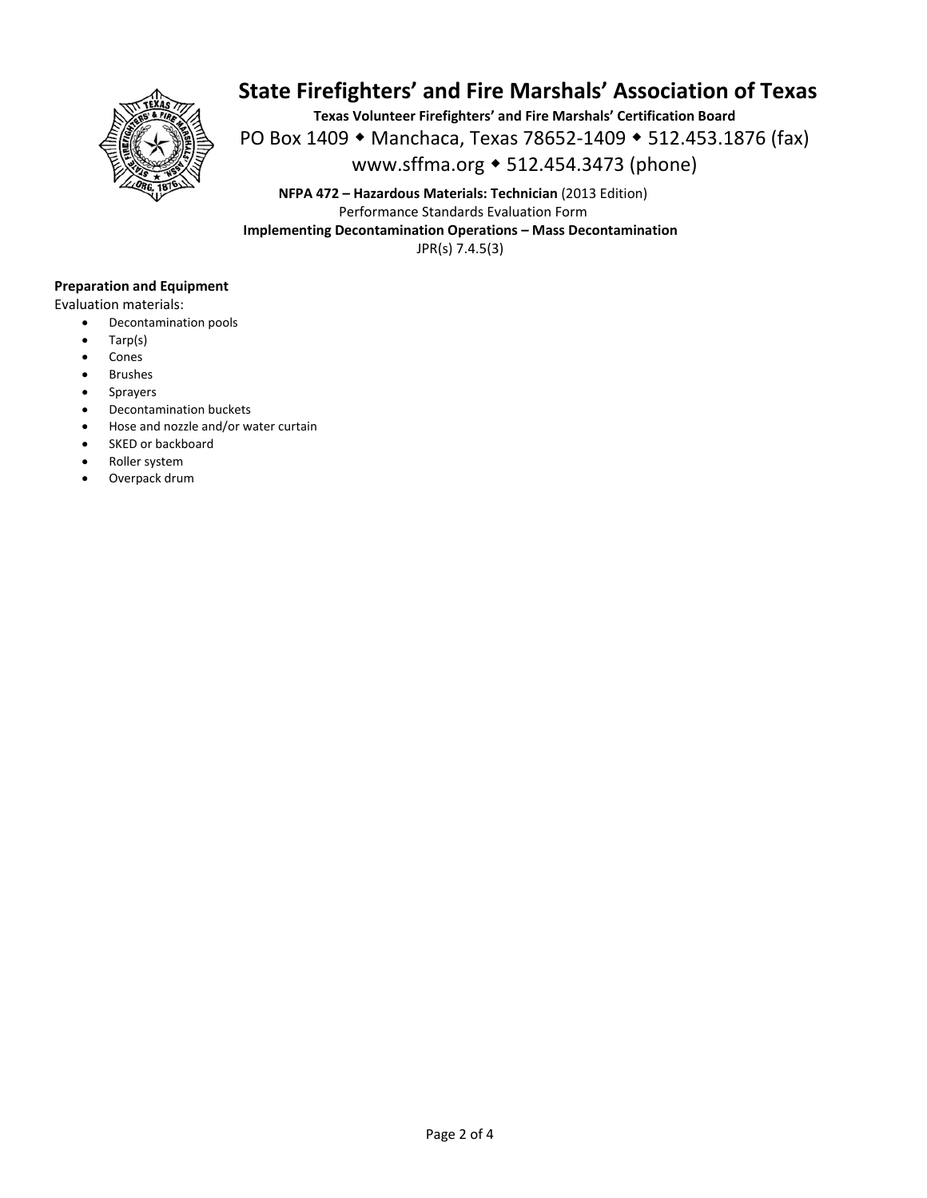# State Firefighters' and Fire Marshals' Association of Texas

**Texas Volunteer Firefighters' and Fire Marshals' Certification Board**

PO Box 1409 ◆ Manchaca, Texas 78652-1409 ◆ 512.453.1876 (fax)

www.sffma.org ◆ 512.454.3473 (phone)

**NFPA 472 – Hazardous Materials: Technician** (2013 Edition)

Performance Standards Evaluation Form

**Implementing Decontamination Operations – Mass Decontamination**

JPR(s) 7.4.5(3)

**Preparation and Equipment**

Evaluation materials:

- Decontamination pools
- Tarp(s)
- Cones
- Brushes
- Sprayers
- Decontamination buckets
- Hose and nozzle and/or water curtain
- SKED or backboard
- Roller system
- Overpack drum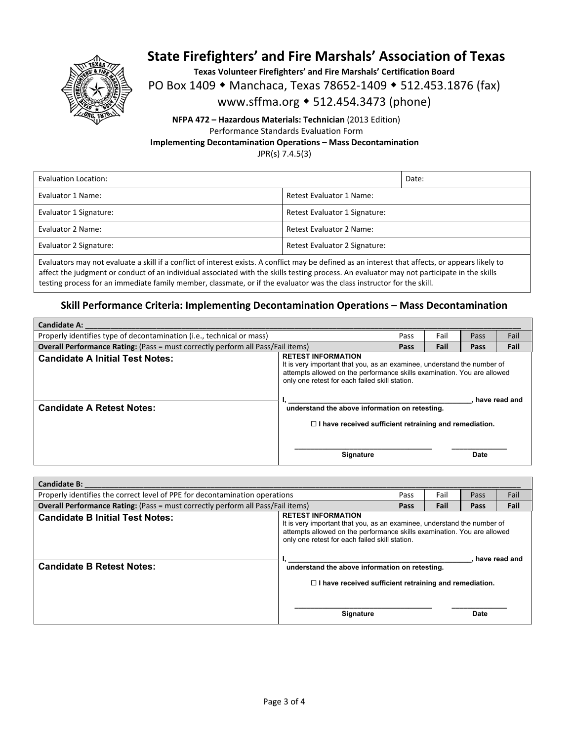# State Firefighters' and Fire Marshals' Association of Texas

**Texas Volunteer Firefighters' and Fire Marshals' Certification Board**

PO Box 1409 ◆ Manchaca, Texas 78652-1409 ◆ 512.453.1876 (fax)

www.sffma.org ◆ 512.454.3473 (phone)

**NFPA 472 – Hazardous Materials: Technician** (2013 Edition)

Performance Standards Evaluation Form

**Implementing Decontamination Operations – Mass Decontamination**

JPR(s) 7.4.5(3)

| Evaluation Location: | | Date: |
|---|---|---|
| Evaluator 1 Name: | Retest Evaluator 1 Name: | |
| Evaluator 1 Signature: | Retest Evaluator 1 Signature: | |
| Evaluator 2 Name: | Retest Evaluator 2 Name: | |
| Evaluator 2 Signature: | Retest Evaluator 2 Signature: | |

Evaluators may not evaluate a skill if a conflict of interest exists. A conflict may be defined as an interest that affects, or appears likely to affect the judgment or conduct of an individual associated with the skills testing process. An evaluator may not participate in the skills testing process for an immediate family member, classmate, or if the evaluator was the class instructor for the skill.

## Skill Performance Criteria: Implementing Decontamination Operations – Mass Decontamination

| **Candidate A:** ______________________________ | | | | |
|---|---|---|---|---|
| Properly identifies type of decontamination (i.e., technical or mass) | Pass | Fail | Pass | Fail |
| **Overall Performance Rating:** (Pass = must correctly perform all Pass/Fail items) | **Pass** | **Fail** | **Pass** | **Fail** |

**Candidate A Initial Test Notes:**

**Candidate A Retest Notes:**

**RETEST INFORMATION**
It is very important that you, as an examinee, understand the number of attempts allowed on the performance skills examination. You are allowed only one retest for each failed skill station.

**I, ______________________________, have read and understand the above information on retesting.**

☐ **I have received sufficient retraining and remediation.**

______________________ **Signature** ____________ **Date**

| **Candidate B:** ______________________________ | | | | |
|---|---|---|---|---|
| Properly identifies the correct level of PPE for decontamination operations | Pass | Fail | Pass | Fail |
| **Overall Performance Rating:** (Pass = must correctly perform all Pass/Fail items) | **Pass** | **Fail** | **Pass** | **Fail** |

**Candidate B Initial Test Notes:**

**Candidate B Retest Notes:**

**RETEST INFORMATION**
It is very important that you, as an examinee, understand the number of attempts allowed on the performance skills examination. You are allowed only one retest for each failed skill station.

**I, ______________________________, have read and understand the above information on retesting.**

☐ **I have received sufficient retraining and remediation.**

______________________ **Signature** ____________ **Date**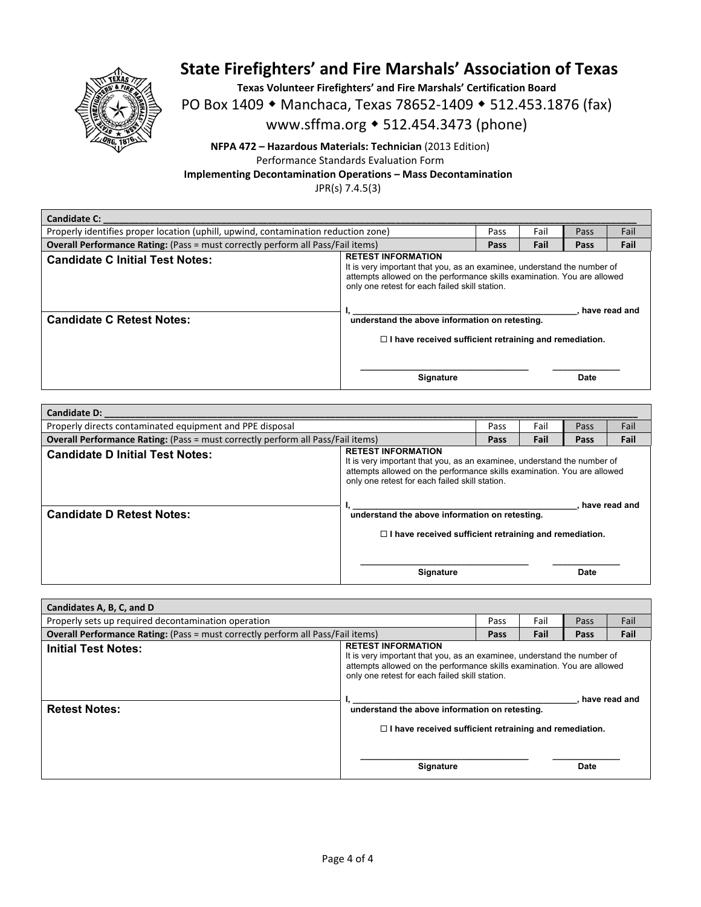# State Firefighters' and Fire Marshals' Association of Texas

**Texas Volunteer Firefighters' and Fire Marshals' Certification Board**

PO Box 1409 ◆ Manchaca, Texas 78652-1409 ◆ 512.453.1876 (fax)

www.sffma.org ◆ 512.454.3473 (phone)

**NFPA 472 – Hazardous Materials: Technician** (2013 Edition)

Performance Standards Evaluation Form

**Implementing Decontamination Operations – Mass Decontamination**

JPR(s) 7.4.5(3)

| **Candidate C:** ______________________________ | | | | |
|---|---|---|---|---|
| Properly identifies proper location (uphill, upwind, contamination reduction zone) | Pass | Fail | Pass | Fail |
| **Overall Performance Rating:** (Pass = must correctly perform all Pass/Fail items) | **Pass** | **Fail** | **Pass** | **Fail** |

**Candidate C Initial Test Notes:**

**Candidate C Retest Notes:**

**RETEST INFORMATION**
It is very important that you, as an examinee, understand the number of attempts allowed on the performance skills examination. You are allowed only one retest for each failed skill station.

**I, ______________________________, have read and understand the above information on retesting.**

☐ **I have received sufficient retraining and remediation.**

______________________ **Signature** ______________ **Date**

| **Candidate D:** ______________________________ | | | | |
|---|---|---|---|---|
| Properly directs contaminated equipment and PPE disposal | Pass | Fail | Pass | Fail |
| **Overall Performance Rating:** (Pass = must correctly perform all Pass/Fail items) | **Pass** | **Fail** | **Pass** | **Fail** |

**Candidate D Initial Test Notes:**

**Candidate D Retest Notes:**

**RETEST INFORMATION**
It is very important that you, as an examinee, understand the number of attempts allowed on the performance skills examination. You are allowed only one retest for each failed skill station.

**I, ______________________________, have read and understand the above information on retesting.**

☐ **I have received sufficient retraining and remediation.**

______________________ **Signature** ______________ **Date**

| **Candidates A, B, C, and D** | | | | |
|---|---|---|---|---|
| Properly sets up required decontamination operation | Pass | Fail | Pass | Fail |
| **Overall Performance Rating:** (Pass = must correctly perform all Pass/Fail items) | **Pass** | **Fail** | **Pass** | **Fail** |

**Initial Test Notes:**

**Retest Notes:**

**RETEST INFORMATION**
It is very important that you, as an examinee, understand the number of attempts allowed on the performance skills examination. You are allowed only one retest for each failed skill station.

**I, ______________________________, have read and understand the above information on retesting.**

☐ **I have received sufficient retraining and remediation.**

______________________ **Signature** ______________ **Date**